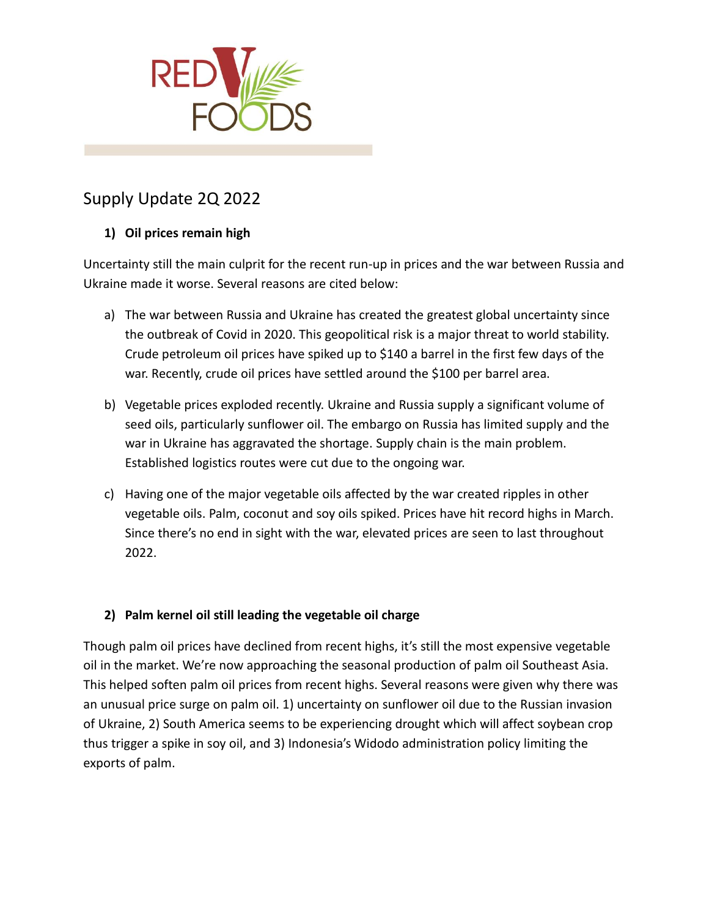RED V FOODS

# Supply Update 2Q 2022

## 1) Oil prices remain high

Uncertainty still the main culprit for the recent run-up in prices and the war between Russia and Ukraine made it worse. Several reasons are cited below:

a) The war between Russia and Ukraine has created the greatest global uncertainty since the outbreak of Covid in 2020. This geopolitical risk is a major threat to world stability. Crude petroleum oil prices have spiked up to $140 a barrel in the first few days of the war. Recently, crude oil prices have settled around the $100 per barrel area.

b) Vegetable prices exploded recently. Ukraine and Russia supply a significant volume of seed oils, particularly sunflower oil. The embargo on Russia has limited supply and the war in Ukraine has aggravated the shortage. Supply chain is the main problem. Established logistics routes were cut due to the ongoing war.

c) Having one of the major vegetable oils affected by the war created ripples in other vegetable oils. Palm, coconut and soy oils spiked. Prices have hit record highs in March. Since there's no end in sight with the war, elevated prices are seen to last throughout 2022.

## 2) Palm kernel oil still leading the vegetable oil charge

Though palm oil prices have declined from recent highs, it's still the most expensive vegetable oil in the market. We're now approaching the seasonal production of palm oil Southeast Asia. This helped soften palm oil prices from recent highs. Several reasons were given why there was an unusual price surge on palm oil. 1) uncertainty on sunflower oil due to the Russian invasion of Ukraine, 2) South America seems to be experiencing drought which will affect soybean crop thus trigger a spike in soy oil, and 3) Indonesia's Widodo administration policy limiting the exports of palm.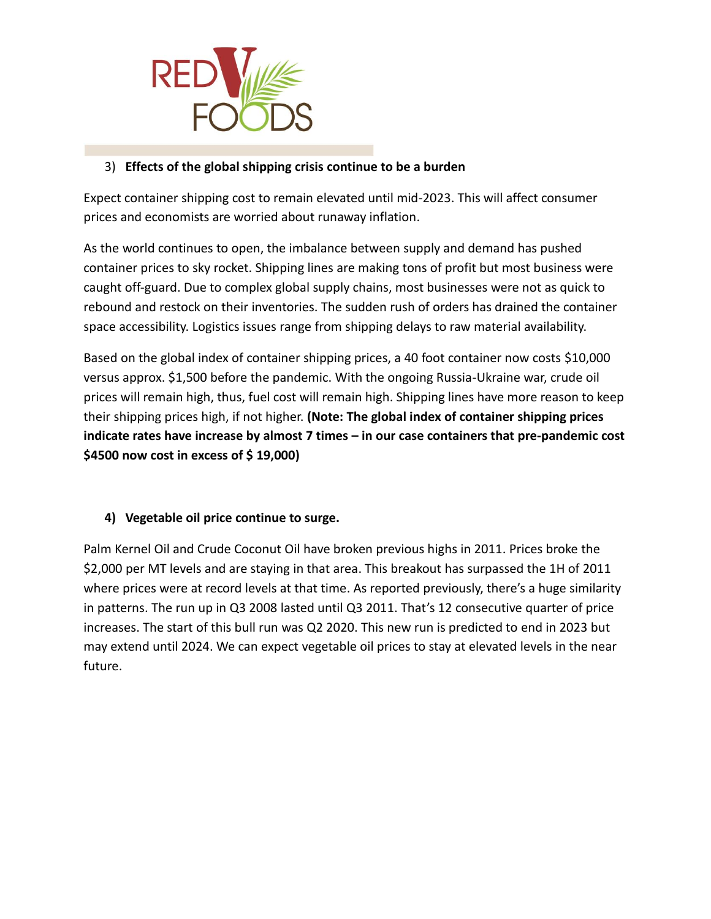3) **Effects of the global shipping crisis continue to be a burden**

Expect container shipping cost to remain elevated until mid-2023. This will affect consumer prices and economists are worried about runaway inflation.

As the world continues to open, the imbalance between supply and demand has pushed container prices to sky rocket. Shipping lines are making tons of profit but most business were caught off-guard. Due to complex global supply chains, most businesses were not as quick to rebound and restock on their inventories. The sudden rush of orders has drained the container space accessibility. Logistics issues range from shipping delays to raw material availability.

Based on the global index of container shipping prices, a 40 foot container now costs $10,000 versus approx. $1,500 before the pandemic. With the ongoing Russia-Ukraine war, crude oil prices will remain high, thus, fuel cost will remain high. Shipping lines have more reason to keep their shipping prices high, if not higher. **(Note: The global index of container shipping prices indicate rates have increase by almost 7 times – in our case containers that pre-pandemic cost $4500 now cost in excess of $ 19,000)**

4) **Vegetable oil price continue to surge.**

Palm Kernel Oil and Crude Coconut Oil have broken previous highs in 2011. Prices broke the $2,000 per MT levels and are staying in that area. This breakout has surpassed the 1H of 2011 where prices were at record levels at that time. As reported previously, there's a huge similarity in patterns. The run up in Q3 2008 lasted until Q3 2011. That's 12 consecutive quarter of price increases. The start of this bull run was Q2 2020. This new run is predicted to end in 2023 but may extend until 2024. We can expect vegetable oil prices to stay at elevated levels in the near future.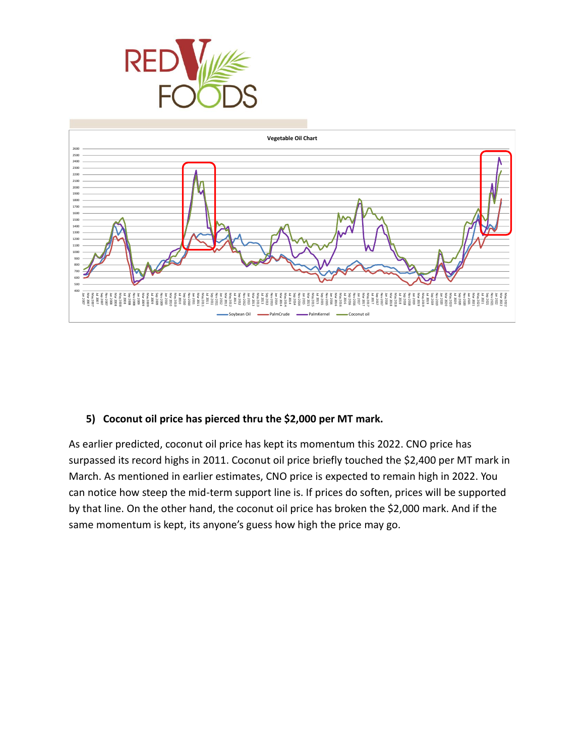**5) Coconut oil price has pierced thru the $2,000 per MT mark.**

As earlier predicted, coconut oil price has kept its momentum this 2022. CNO price has surpassed its record highs in 2011. Coconut oil price briefly touched the $2,400 per MT mark in March. As mentioned in earlier estimates, CNO price is expected to remain high in 2022. You can notice how steep the mid-term support line is. If prices do soften, prices will be supported by that line. On the other hand, the coconut oil price has broken the $2,000 mark. And if the same momentum is kept, its anyone's guess how high the price may go.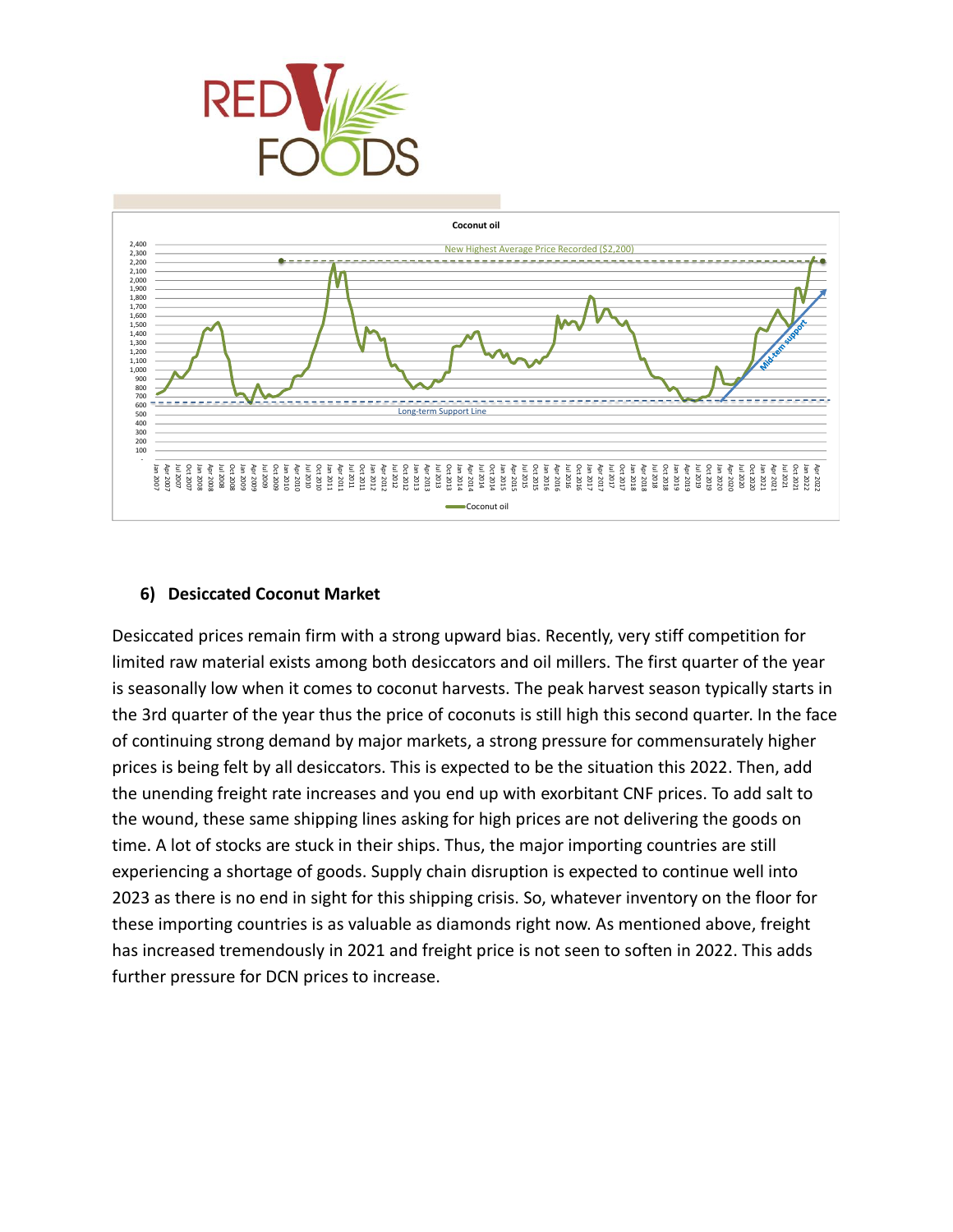Coconut oil

2,400
2,300
2,200
2,100
2,000
1,900
1,800
1,700
1,600
1,500
1,400
1,300
1,200
1,100
1,000
900
800
700
600
500
400
300
200
100
-

New Highest Average Price Recorded ($2,200)

Mid-term support

Long-term Support Line

Jan 2007, Apr 2007, Jul 2007, Oct 2007, Jan 2008, Apr 2008, Jul 2008, Oct 2008, Jan 2009, Apr 2009, Jul 2009, Oct 2009, Jan 2010, Apr 2010, Jul 2010, Oct 2010, Jan 2011, Apr 2011, Jul 2011, Oct 2011, Jan 2012, Apr 2012, Jul 2012, Oct 2012, Jan 2013, Apr 2013, Jul 2013, Oct 2013, Jan 2014, Apr 2014, Jul 2014, Oct 2014, Jan 2015, Apr 2015, Jul 2015, Oct 2015, Jan 2016, Apr 2016, Jul 2016, Oct 2016, Jan 2017, Apr 2017, Jul 2017, Oct 2017, Jan 2018, Apr 2018, Jul 2018, Oct 2018, Jan 2019, Apr 2019, Jul 2019, Oct 2019, Jan 2020, Apr 2020, Jul 2020, Oct 2020, Jan 2021, Apr 2021, Jul 2021, Oct 2021, Jan 2022, Apr 2022

Coconut oil

## 6) Desiccated Coconut Market

Desiccated prices remain firm with a strong upward bias. Recently, very stiff competition for limited raw material exists among both desiccators and oil millers. The first quarter of the year is seasonally low when it comes to coconut harvests. The peak harvest season typically starts in the 3rd quarter of the year thus the price of coconuts is still high this second quarter. In the face of continuing strong demand by major markets, a strong pressure for commensurately higher prices is being felt by all desiccators. This is expected to be the situation this 2022. Then, add the unending freight rate increases and you end up with exorbitant CNF prices. To add salt to the wound, these same shipping lines asking for high prices are not delivering the goods on time. A lot of stocks are stuck in their ships. Thus, the major importing countries are still experiencing a shortage of goods. Supply chain disruption is expected to continue well into 2023 as there is no end in sight for this shipping crisis. So, whatever inventory on the floor for these importing countries is as valuable as diamonds right now. As mentioned above, freight has increased tremendously in 2021 and freight price is not seen to soften in 2022. This adds further pressure for DCN prices to increase.